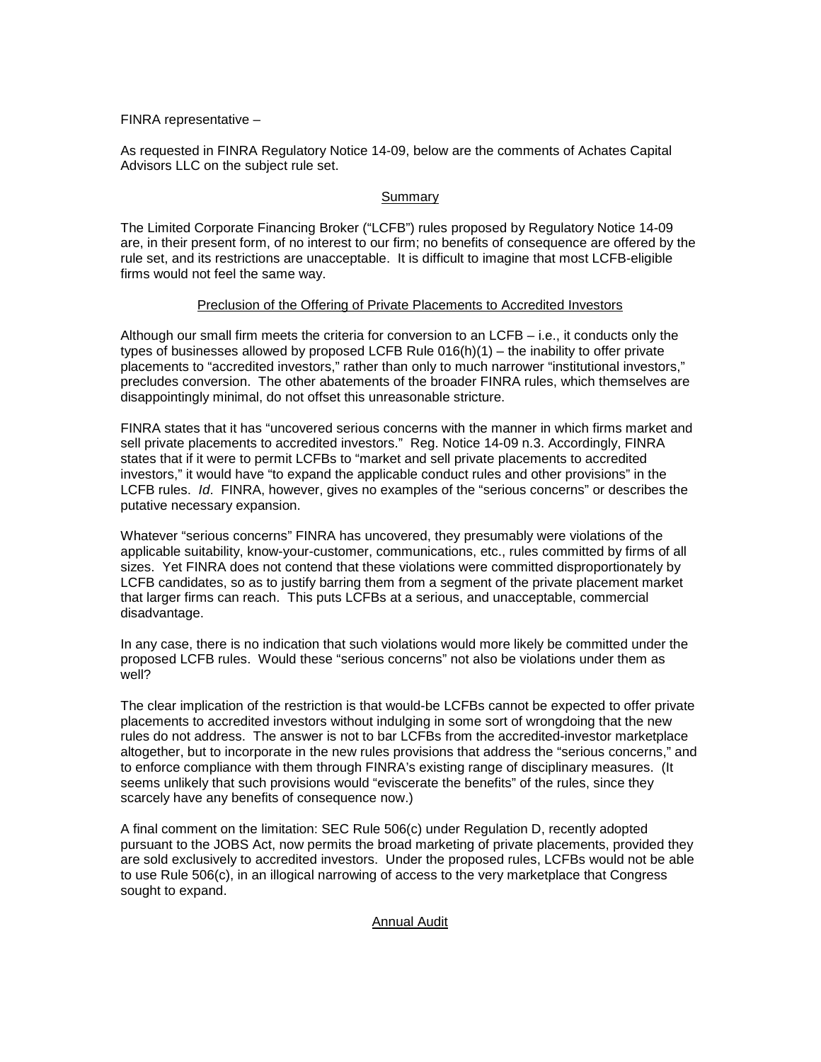FINRA representative –

As requested in FINRA Regulatory Notice 14-09, below are the comments of Achates Capital Advisors LLC on the subject rule set.

## Summary

The Limited Corporate Financing Broker ("LCFB") rules proposed by Regulatory Notice 14-09 are, in their present form, of no interest to our firm; no benefits of consequence are offered by the rule set, and its restrictions are unacceptable. It is difficult to imagine that most LCFB-eligible firms would not feel the same way.

## Preclusion of the Offering of Private Placements to Accredited Investors

Although our small firm meets the criteria for conversion to an LCFB – i.e., it conducts only the types of businesses allowed by proposed LCFB Rule 016(h)(1) – the inability to offer private placements to "accredited investors," rather than only to much narrower "institutional investors," precludes conversion. The other abatements of the broader FINRA rules, which themselves are disappointingly minimal, do not offset this unreasonable stricture.

FINRA states that it has "uncovered serious concerns with the manner in which firms market and sell private placements to accredited investors." Reg. Notice 14-09 n.3. Accordingly, FINRA states that if it were to permit LCFBs to "market and sell private placements to accredited investors," it would have "to expand the applicable conduct rules and other provisions" in the LCFB rules. *Id*. FINRA, however, gives no examples of the "serious concerns" or describes the putative necessary expansion.

Whatever "serious concerns" FINRA has uncovered, they presumably were violations of the applicable suitability, know-your-customer, communications, etc., rules committed by firms of all sizes. Yet FINRA does not contend that these violations were committed disproportionately by LCFB candidates, so as to justify barring them from a segment of the private placement market that larger firms can reach. This puts LCFBs at a serious, and unacceptable, commercial disadvantage.

In any case, there is no indication that such violations would more likely be committed under the proposed LCFB rules. Would these "serious concerns" not also be violations under them as well?

The clear implication of the restriction is that would-be LCFBs cannot be expected to offer private placements to accredited investors without indulging in some sort of wrongdoing that the new rules do not address. The answer is not to bar LCFBs from the accredited-investor marketplace altogether, but to incorporate in the new rules provisions that address the "serious concerns," and to enforce compliance with them through FINRA's existing range of disciplinary measures. (It seems unlikely that such provisions would "eviscerate the benefits" of the rules, since they scarcely have any benefits of consequence now.)

A final comment on the limitation: SEC Rule 506(c) under Regulation D, recently adopted pursuant to the JOBS Act, now permits the broad marketing of private placements, provided they are sold exclusively to accredited investors. Under the proposed rules, LCFBs would not be able to use Rule 506(c), in an illogical narrowing of access to the very marketplace that Congress sought to expand.

## Annual Audit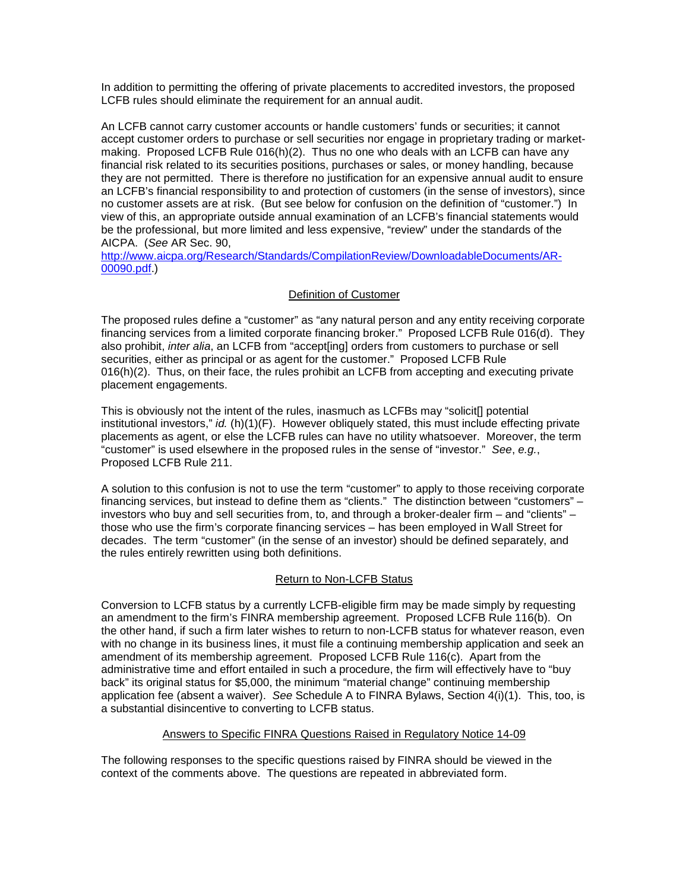In addition to permitting the offering of private placements to accredited investors, the proposed LCFB rules should eliminate the requirement for an annual audit.

An LCFB cannot carry customer accounts or handle customers' funds or securities; it cannot accept customer orders to purchase or sell securities nor engage in proprietary trading or market-making. Proposed LCFB Rule 016(h)(2). Thus no one who deals with an LCFB can have any financial risk related to its securities positions, purchases or sales, or money handling, because they are not permitted. There is therefore no justification for an expensive annual audit to ensure an LCFB's financial responsibility to and protection of customers (in the sense of investors), since no customer assets are at risk. (But see below for confusion on the definition of "customer.") In view of this, an appropriate outside annual examination of an LCFB's financial statements would be the professional, but more limited and less expensive, "review" under the standards of the AICPA. (*See* AR Sec. 90, [http://www.aicpa.org/Research/Standards/CompilationReview/DownloadableDocuments/AR-00090.pdf](http://www.aicpa.org/Research/Standards/CompilationReview/DownloadableDocuments/AR-00090.pdf).)

## Definition of Customer

The proposed rules define a "customer" as "any natural person and any entity receiving corporate financing services from a limited corporate financing broker." Proposed LCFB Rule 016(d). They also prohibit, *inter alia*, an LCFB from "accept[ing] orders from customers to purchase or sell securities, either as principal or as agent for the customer." Proposed LCFB Rule 016(h)(2). Thus, on their face, the rules prohibit an LCFB from accepting and executing private placement engagements.

This is obviously not the intent of the rules, inasmuch as LCFBs may "solicit[] potential institutional investors," *id.* (h)(1)(F). However obliquely stated, this must include effecting private placements as agent, or else the LCFB rules can have no utility whatsoever. Moreover, the term "customer" is used elsewhere in the proposed rules in the sense of "investor." *See*, *e.g.*, Proposed LCFB Rule 211.

A solution to this confusion is not to use the term "customer" to apply to those receiving corporate financing services, but instead to define them as "clients." The distinction between "customers" – investors who buy and sell securities from, to, and through a broker-dealer firm – and "clients" – those who use the firm's corporate financing services – has been employed in Wall Street for decades. The term "customer" (in the sense of an investor) should be defined separately, and the rules entirely rewritten using both definitions.

## Return to Non-LCFB Status

Conversion to LCFB status by a currently LCFB-eligible firm may be made simply by requesting an amendment to the firm's FINRA membership agreement. Proposed LCFB Rule 116(b). On the other hand, if such a firm later wishes to return to non-LCFB status for whatever reason, even with no change in its business lines, it must file a continuing membership application and seek an amendment of its membership agreement. Proposed LCFB Rule 116(c). Apart from the administrative time and effort entailed in such a procedure, the firm will effectively have to "buy back" its original status for $5,000, the minimum "material change" continuing membership application fee (absent a waiver). *See* Schedule A to FINRA Bylaws, Section 4(i)(1). This, too, is a substantial disincentive to converting to LCFB status.

## Answers to Specific FINRA Questions Raised in Regulatory Notice 14-09

The following responses to the specific questions raised by FINRA should be viewed in the context of the comments above. The questions are repeated in abbreviated form.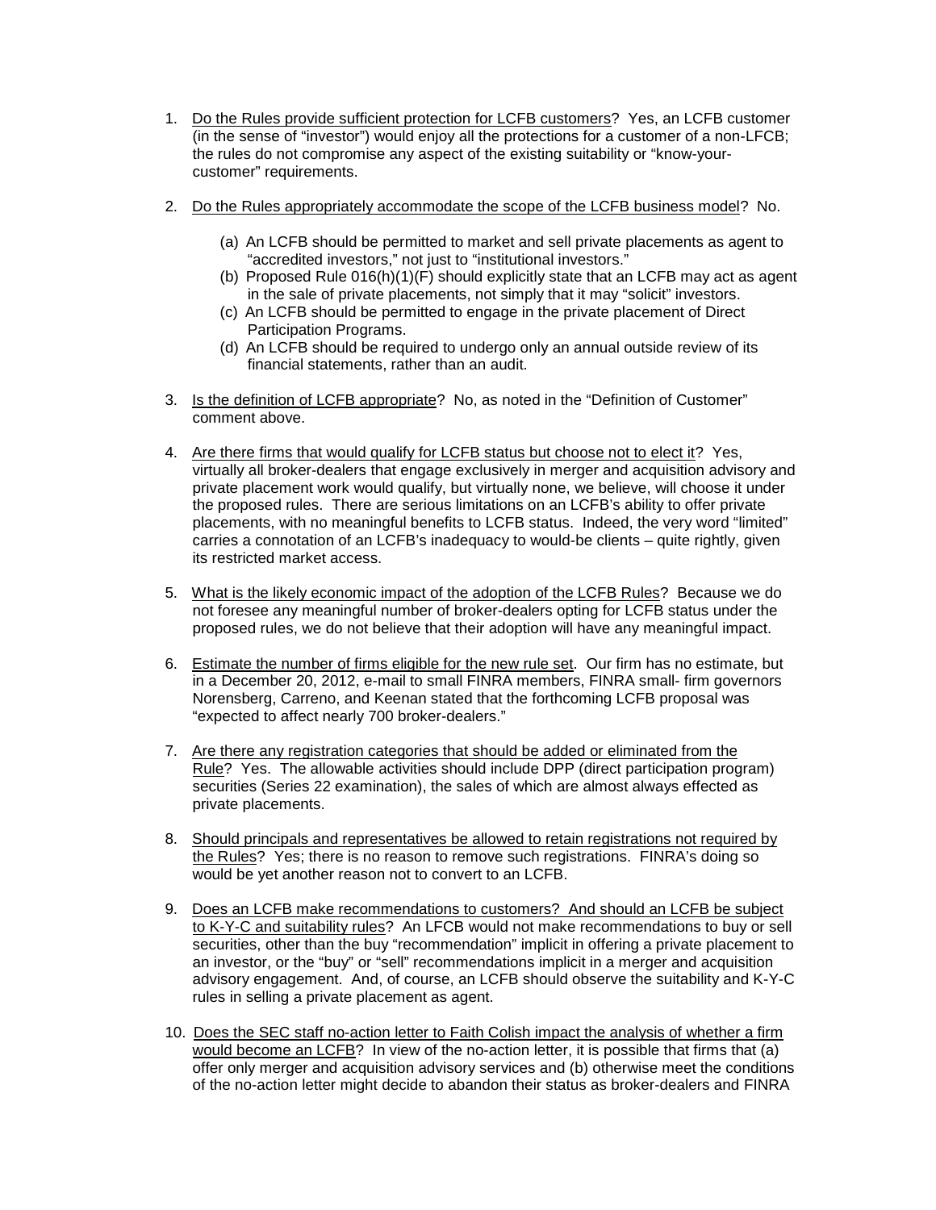1. <u>Do the Rules provide sufficient protection for LCFB customers</u>? Yes, an LCFB customer (in the sense of "investor") would enjoy all the protections for a customer of a non-LFCB; the rules do not compromise any aspect of the existing suitability or "know-your-customer" requirements.

2. <u>Do the Rules appropriately accommodate the scope of the LCFB business model</u>? No.

   (a) An LCFB should be permitted to market and sell private placements as agent to "accredited investors," not just to "institutional investors."
   (b) Proposed Rule 016(h)(1)(F) should explicitly state that an LCFB may act as agent in the sale of private placements, not simply that it may "solicit" investors.
   (c) An LCFB should be permitted to engage in the private placement of Direct Participation Programs.
   (d) An LCFB should be required to undergo only an annual outside review of its financial statements, rather than an audit.

3. <u>Is the definition of LCFB appropriate</u>? No, as noted in the "Definition of Customer" comment above.

4. <u>Are there firms that would qualify for LCFB status but choose not to elect it</u>? Yes, virtually all broker-dealers that engage exclusively in merger and acquisition advisory and private placement work would qualify, but virtually none, we believe, will choose it under the proposed rules. There are serious limitations on an LCFB's ability to offer private placements, with no meaningful benefits to LCFB status. Indeed, the very word "limited" carries a connotation of an LCFB's inadequacy to would-be clients – quite rightly, given its restricted market access.

5. <u>What is the likely economic impact of the adoption of the LCFB Rules</u>? Because we do not foresee any meaningful number of broker-dealers opting for LCFB status under the proposed rules, we do not believe that their adoption will have any meaningful impact.

6. <u>Estimate the number of firms eligible for the new rule set</u>. Our firm has no estimate, but in a December 20, 2012, e-mail to small FINRA members, FINRA small- firm governors Norensberg, Carreno, and Keenan stated that the forthcoming LCFB proposal was "expected to affect nearly 700 broker-dealers."

7. <u>Are there any registration categories that should be added or eliminated from the Rule</u>? Yes. The allowable activities should include DPP (direct participation program) securities (Series 22 examination), the sales of which are almost always effected as private placements.

8. <u>Should principals and representatives be allowed to retain registrations not required by the Rules</u>? Yes; there is no reason to remove such registrations. FINRA's doing so would be yet another reason not to convert to an LCFB.

9. <u>Does an LCFB make recommendations to customers? And should an LCFB be subject to K-Y-C and suitability rules</u>? An LFCB would not make recommendations to buy or sell securities, other than the buy "recommendation" implicit in offering a private placement to an investor, or the "buy" or "sell" recommendations implicit in a merger and acquisition advisory engagement. And, of course, an LCFB should observe the suitability and K-Y-C rules in selling a private placement as agent.

10. <u>Does the SEC staff no-action letter to Faith Colish impact the analysis of whether a firm would become an LCFB</u>? In view of the no-action letter, it is possible that firms that (a) offer only merger and acquisition advisory services and (b) otherwise meet the conditions of the no-action letter might decide to abandon their status as broker-dealers and FINRA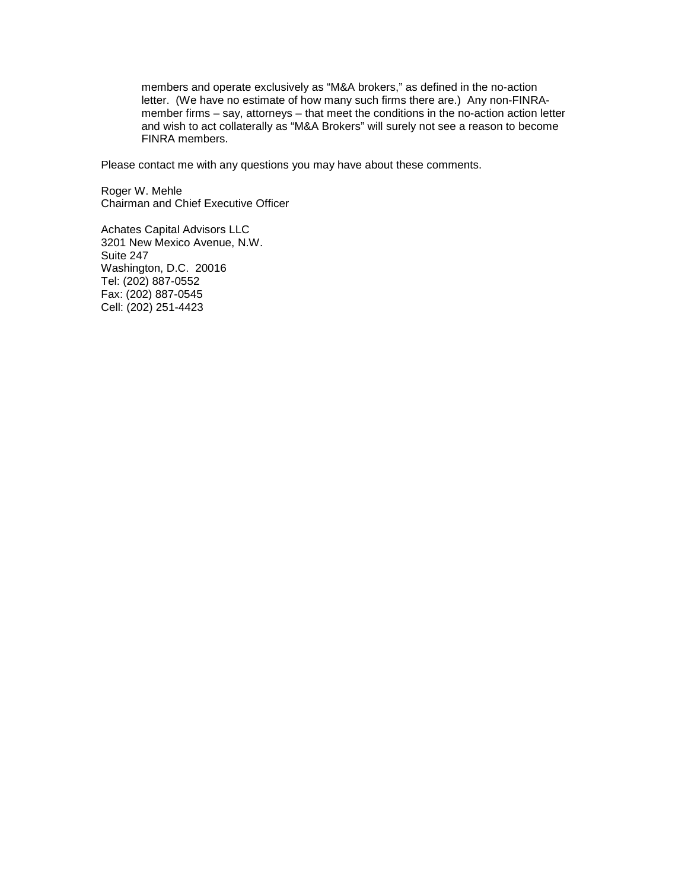members and operate exclusively as "M&A brokers," as defined in the no-action letter. (We have no estimate of how many such firms there are.) Any non-FINRA-member firms – say, attorneys – that meet the conditions in the no-action action letter and wish to act collaterally as "M&A Brokers" will surely not see a reason to become FINRA members.

Please contact me with any questions you may have about these comments.

Roger W. Mehle
Chairman and Chief Executive Officer

Achates Capital Advisors LLC
3201 New Mexico Avenue, N.W.
Suite 247
Washington, D.C. 20016
Tel: (202) 887-0552
Fax: (202) 887-0545
Cell: (202) 251-4423